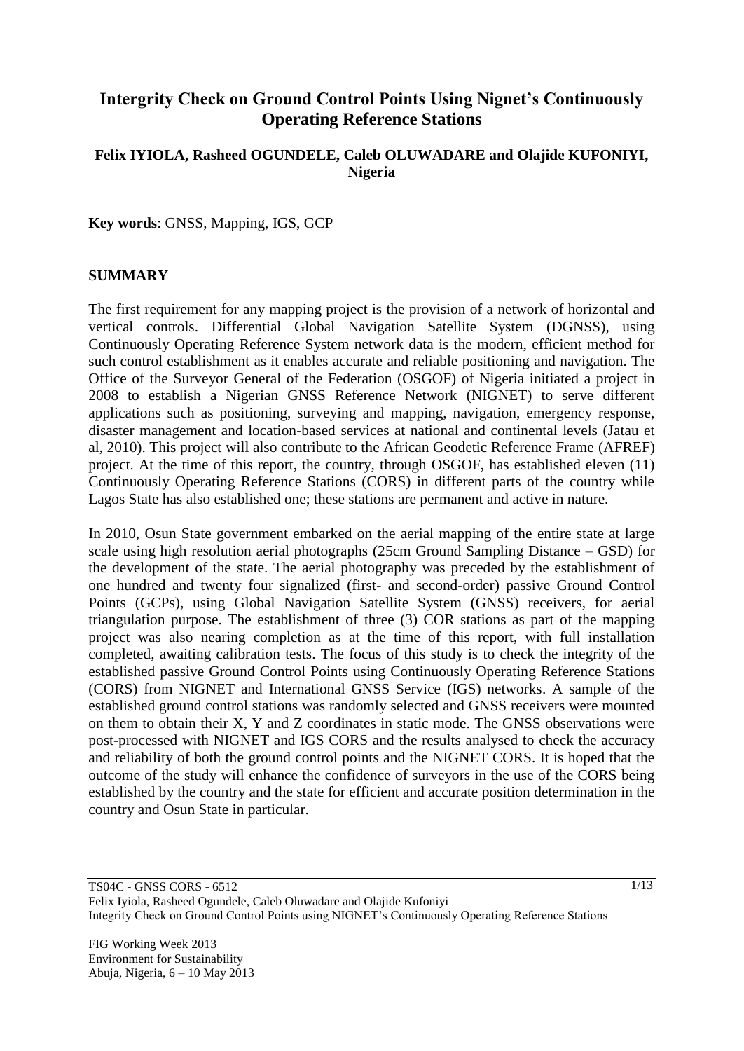# Intergrity Check on Ground Control Points Using Nignet's Continuously Operating Reference Stations

**Felix IYIOLA, Rasheed OGUNDELE, Caleb OLUWADARE and Olajide KUFONIYI, Nigeria**

**Key words**: GNSS, Mapping, IGS, GCP

## SUMMARY

The first requirement for any mapping project is the provision of a network of horizontal and vertical controls. Differential Global Navigation Satellite System (DGNSS), using Continuously Operating Reference System network data is the modern, efficient method for such control establishment as it enables accurate and reliable positioning and navigation. The Office of the Surveyor General of the Federation (OSGOF) of Nigeria initiated a project in 2008 to establish a Nigerian GNSS Reference Network (NIGNET) to serve different applications such as positioning, surveying and mapping, navigation, emergency response, disaster management and location-based services at national and continental levels (Jatau et al, 2010). This project will also contribute to the African Geodetic Reference Frame (AFREF) project. At the time of this report, the country, through OSGOF, has established eleven (11) Continuously Operating Reference Stations (CORS) in different parts of the country while Lagos State has also established one; these stations are permanent and active in nature.

In 2010, Osun State government embarked on the aerial mapping of the entire state at large scale using high resolution aerial photographs (25cm Ground Sampling Distance – GSD) for the development of the state. The aerial photography was preceded by the establishment of one hundred and twenty four signalized (first- and second-order) passive Ground Control Points (GCPs), using Global Navigation Satellite System (GNSS) receivers, for aerial triangulation purpose. The establishment of three (3) COR stations as part of the mapping project was also nearing completion as at the time of this report, with full installation completed, awaiting calibration tests. The focus of this study is to check the integrity of the established passive Ground Control Points using Continuously Operating Reference Stations (CORS) from NIGNET and International GNSS Service (IGS) networks. A sample of the established ground control stations was randomly selected and GNSS receivers were mounted on them to obtain their X, Y and Z coordinates in static mode. The GNSS observations were post-processed with NIGNET and IGS CORS and the results analysed to check the accuracy and reliability of both the ground control points and the NIGNET CORS. It is hoped that the outcome of the study will enhance the confidence of surveyors in the use of the CORS being established by the country and the state for efficient and accurate position determination in the country and Osun State in particular.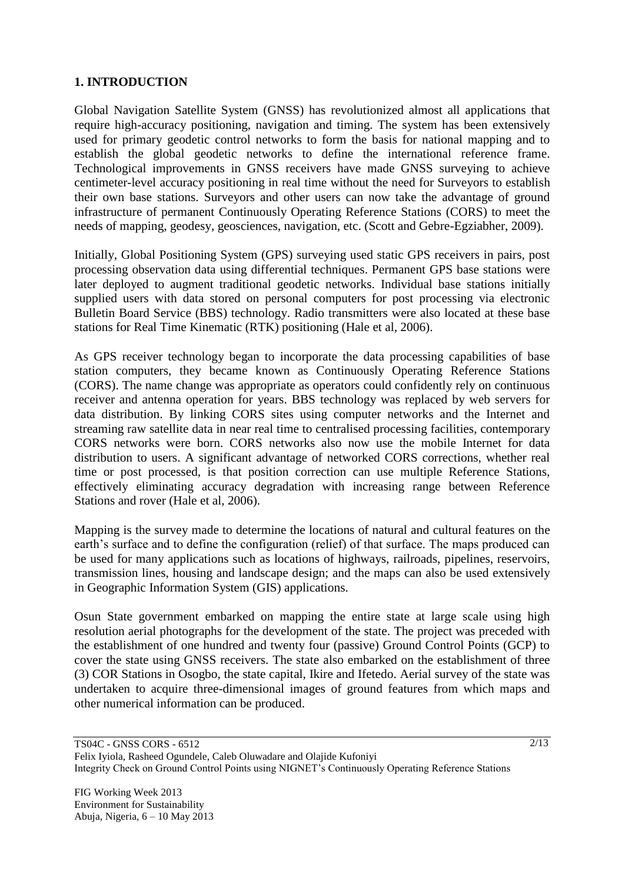## 1. INTRODUCTION

Global Navigation Satellite System (GNSS) has revolutionized almost all applications that require high-accuracy positioning, navigation and timing. The system has been extensively used for primary geodetic control networks to form the basis for national mapping and to establish the global geodetic networks to define the international reference frame. Technological improvements in GNSS receivers have made GNSS surveying to achieve centimeter-level accuracy positioning in real time without the need for Surveyors to establish their own base stations. Surveyors and other users can now take the advantage of ground infrastructure of permanent Continuously Operating Reference Stations (CORS) to meet the needs of mapping, geodesy, geosciences, navigation, etc. (Scott and Gebre-Egziabher, 2009).

Initially, Global Positioning System (GPS) surveying used static GPS receivers in pairs, post processing observation data using differential techniques. Permanent GPS base stations were later deployed to augment traditional geodetic networks. Individual base stations initially supplied users with data stored on personal computers for post processing via electronic Bulletin Board Service (BBS) technology. Radio transmitters were also located at these base stations for Real Time Kinematic (RTK) positioning (Hale et al, 2006).

As GPS receiver technology began to incorporate the data processing capabilities of base station computers, they became known as Continuously Operating Reference Stations (CORS). The name change was appropriate as operators could confidently rely on continuous receiver and antenna operation for years. BBS technology was replaced by web servers for data distribution. By linking CORS sites using computer networks and the Internet and streaming raw satellite data in near real time to centralised processing facilities, contemporary CORS networks were born. CORS networks also now use the mobile Internet for data distribution to users. A significant advantage of networked CORS corrections, whether real time or post processed, is that position correction can use multiple Reference Stations, effectively eliminating accuracy degradation with increasing range between Reference Stations and rover (Hale et al, 2006).

Mapping is the survey made to determine the locations of natural and cultural features on the earth's surface and to define the configuration (relief) of that surface. The maps produced can be used for many applications such as locations of highways, railroads, pipelines, reservoirs, transmission lines, housing and landscape design; and the maps can also be used extensively in Geographic Information System (GIS) applications.

Osun State government embarked on mapping the entire state at large scale using high resolution aerial photographs for the development of the state. The project was preceded with the establishment of one hundred and twenty four (passive) Ground Control Points (GCP) to cover the state using GNSS receivers. The state also embarked on the establishment of three (3) COR Stations in Osogbo, the state capital, Ikire and Ifetedo. Aerial survey of the state was undertaken to acquire three-dimensional images of ground features from which maps and other numerical information can be produced.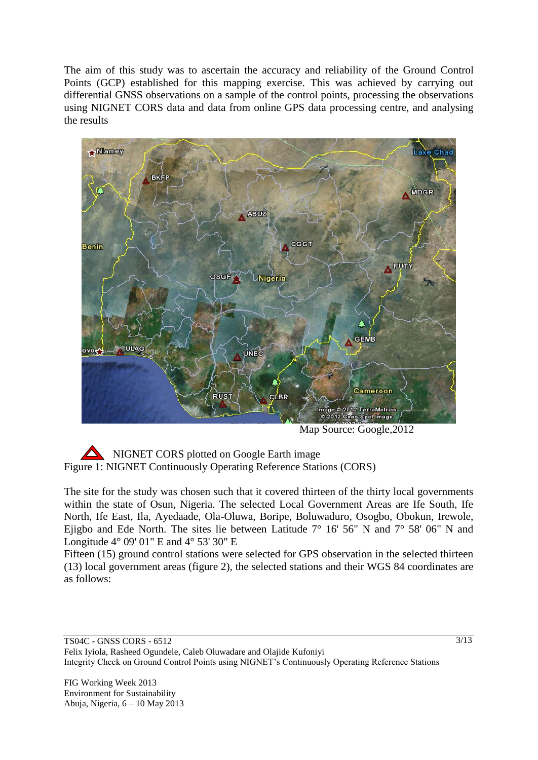The aim of this study was to ascertain the accuracy and reliability of the Ground Control Points (GCP) established for this mapping exercise. This was achieved by carrying out differential GNSS observations on a sample of the control points, processing the observations using NIGNET CORS data and data from online GPS data processing centre, and analysing the results

Map Source: Google,2012

NIGNET CORS plotted on Google Earth image

Figure 1: NIGNET Continuously Operating Reference Stations (CORS)

The site for the study was chosen such that it covered thirteen of the thirty local governments within the state of Osun, Nigeria. The selected Local Government Areas are Ife South, Ife North, Ife East, Ila, Ayedaade, Ola-Oluwa, Boripe, Boluwaduro, Osogbo, Obokun, Irewole, Ejigbo and Ede North. The sites lie between Latitude 7° 16' 56" N and 7° 58' 06" N and Longitude 4° 09' 01" E and 4° 53' 30" E

Fifteen (15) ground control stations were selected for GPS observation in the selected thirteen (13) local government areas (figure 2), the selected stations and their WGS 84 coordinates are as follows: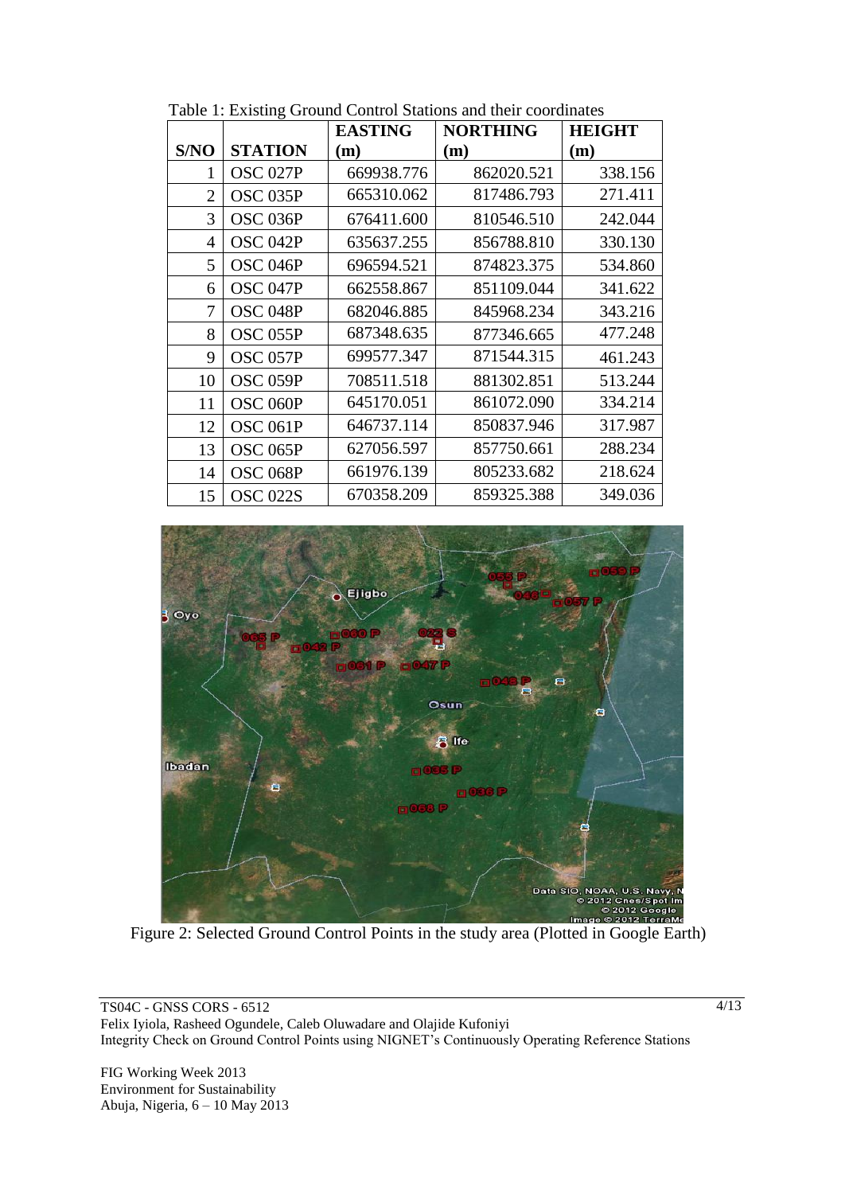Table 1: Existing Ground Control Stations and their coordinates

| S/NO | STATION | EASTING (m) | NORTHING (m) | HEIGHT (m) |
|---|---|---|---|---|
| 1 | OSC 027P | 669938.776 | 862020.521 | 338.156 |
| 2 | OSC 035P | 665310.062 | 817486.793 | 271.411 |
| 3 | OSC 036P | 676411.600 | 810546.510 | 242.044 |
| 4 | OSC 042P | 635637.255 | 856788.810 | 330.130 |
| 5 | OSC 046P | 696594.521 | 874823.375 | 534.860 |
| 6 | OSC 047P | 662558.867 | 851109.044 | 341.622 |
| 7 | OSC 048P | 682046.885 | 845968.234 | 343.216 |
| 8 | OSC 055P | 687348.635 | 877346.665 | 477.248 |
| 9 | OSC 057P | 699577.347 | 871544.315 | 461.243 |
| 10 | OSC 059P | 708511.518 | 881302.851 | 513.244 |
| 11 | OSC 060P | 645170.051 | 861072.090 | 334.214 |
| 12 | OSC 061P | 646737.114 | 850837.946 | 317.987 |
| 13 | OSC 065P | 627056.597 | 857750.661 | 288.234 |
| 14 | OSC 068P | 661976.139 | 805233.682 | 218.624 |
| 15 | OSC 022S | 670358.209 | 859325.388 | 349.036 |

Figure 2: Selected Ground Control Points in the study area (Plotted in Google Earth)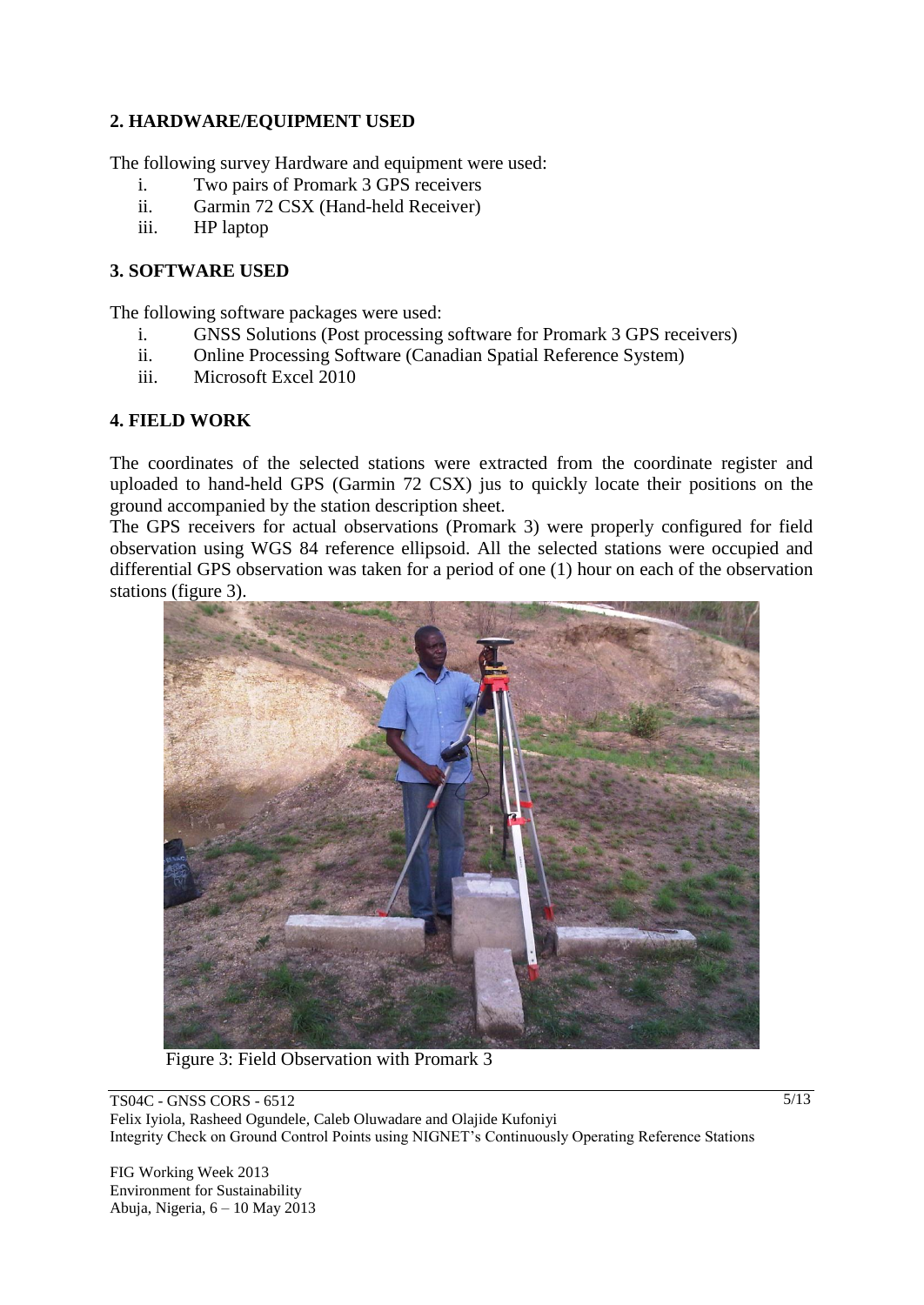## 2. HARDWARE/EQUIPMENT USED

The following survey Hardware and equipment were used:

i. Two pairs of Promark 3 GPS receivers
ii. Garmin 72 CSX (Hand-held Receiver)
iii. HP laptop

## 3. SOFTWARE USED

The following software packages were used:

i. GNSS Solutions (Post processing software for Promark 3 GPS receivers)
ii. Online Processing Software (Canadian Spatial Reference System)
iii. Microsoft Excel 2010

## 4. FIELD WORK

The coordinates of the selected stations were extracted from the coordinate register and uploaded to hand-held GPS (Garmin 72 CSX) jus to quickly locate their positions on the ground accompanied by the station description sheet.

The GPS receivers for actual observations (Promark 3) were properly configured for field observation using WGS 84 reference ellipsoid. All the selected stations were occupied and differential GPS observation was taken for a period of one (1) hour on each of the observation stations (figure 3).

Figure 3: Field Observation with Promark 3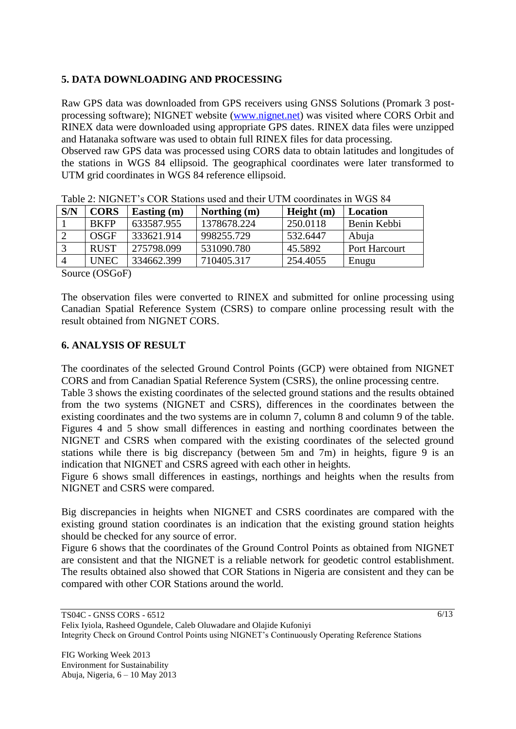## 5. DATA DOWNLOADING AND PROCESSING

Raw GPS data was downloaded from GPS receivers using GNSS Solutions (Promark 3 post-processing software); NIGNET website (www.nignet.net) was visited where CORS Orbit and RINEX data were downloaded using appropriate GPS dates. RINEX data files were unzipped and Hatanaka software was used to obtain full RINEX files for data processing.
Observed raw GPS data was processed using CORS data to obtain latitudes and longitudes of the stations in WGS 84 ellipsoid. The geographical coordinates were later transformed to UTM grid coordinates in WGS 84 reference ellipsoid.

Table 2: NIGNET's COR Stations used and their UTM coordinates in WGS 84

| S/N | CORS | Easting (m) | Northing (m) | Height (m) | Location |
|---|---|---|---|---|---|
| 1 | BKFP | 633587.955 | 1378678.224 | 250.0118 | Benin Kebbi |
| 2 | OSGF | 333621.914 | 998255.729 | 532.6447 | Abuja |
| 3 | RUST | 275798.099 | 531090.780 | 45.5892 | Port Harcourt |
| 4 | UNEC | 334662.399 | 710405.317 | 254.4055 | Enugu |

Source (OSGoF)

The observation files were converted to RINEX and submitted for online processing using Canadian Spatial Reference System (CSRS) to compare online processing result with the result obtained from NIGNET CORS.

## 6. ANALYSIS OF RESULT

The coordinates of the selected Ground Control Points (GCP) were obtained from NIGNET CORS and from Canadian Spatial Reference System (CSRS), the online processing centre.
Table 3 shows the existing coordinates of the selected ground stations and the results obtained from the two systems (NIGNET and CSRS), differences in the coordinates between the existing coordinates and the two systems are in column 7, column 8 and column 9 of the table. Figures 4 and 5 show small differences in easting and northing coordinates between the NIGNET and CSRS when compared with the existing coordinates of the selected ground stations while there is big discrepancy (between 5m and 7m) in heights, figure 9 is an indication that NIGNET and CSRS agreed with each other in heights.
Figure 6 shows small differences in eastings, northings and heights when the results from NIGNET and CSRS were compared.

Big discrepancies in heights when NIGNET and CSRS coordinates are compared with the existing ground station coordinates is an indication that the existing ground station heights should be checked for any source of error.
Figure 6 shows that the coordinates of the Ground Control Points as obtained from NIGNET are consistent and that the NIGNET is a reliable network for geodetic control establishment. The results obtained also showed that COR Stations in Nigeria are consistent and they can be compared with other COR Stations around the world.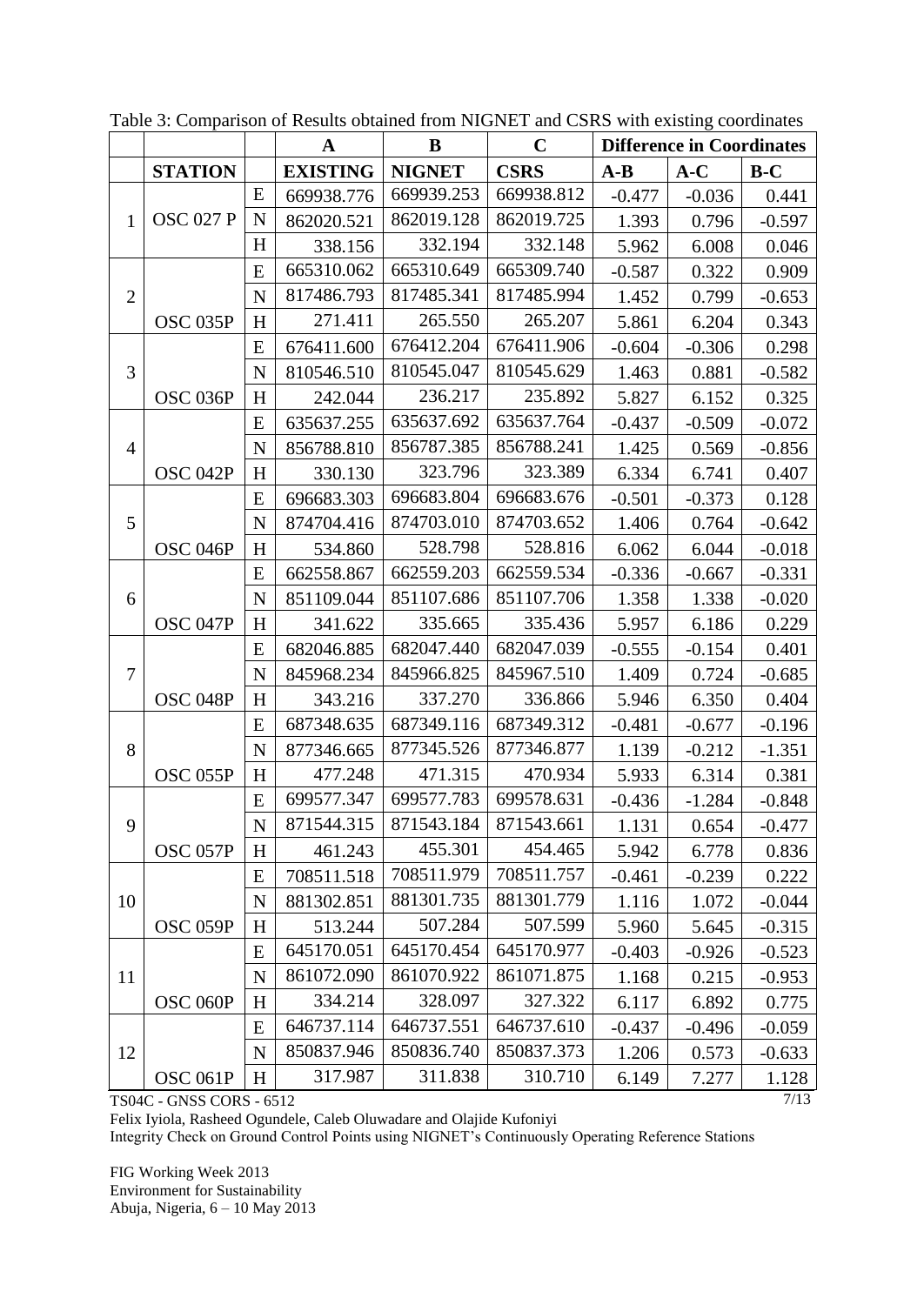Table 3: Comparison of Results obtained from NIGNET and CSRS with existing coordinates

| | | | A | B | C | Difference in Coordinates | | |
|---|---|---|---|---|---|---|---|---|
| | **STATION** | | **EXISTING** | **NIGNET** | **CSRS** | **A-B** | **A-C** | **B-C** |
| 1 | OSC 027 P | E | 669938.776 | 669939.253 | 669938.812 | -0.477 | -0.036 | 0.441 |
| | | N | 862020.521 | 862019.128 | 862019.725 | 1.393 | 0.796 | -0.597 |
| | | H | 338.156 | 332.194 | 332.148 | 5.962 | 6.008 | 0.046 |
| 2 | OSC 035P | E | 665310.062 | 665310.649 | 665309.740 | -0.587 | 0.322 | 0.909 |
| | | N | 817486.793 | 817485.341 | 817485.994 | 1.452 | 0.799 | -0.653 |
| | | H | 271.411 | 265.550 | 265.207 | 5.861 | 6.204 | 0.343 |
| 3 | OSC 036P | E | 676411.600 | 676412.204 | 676411.906 | -0.604 | -0.306 | 0.298 |
| | | N | 810546.510 | 810545.047 | 810545.629 | 1.463 | 0.881 | -0.582 |
| | | H | 242.044 | 236.217 | 235.892 | 5.827 | 6.152 | 0.325 |
| 4 | OSC 042P | E | 635637.255 | 635637.692 | 635637.764 | -0.437 | -0.509 | -0.072 |
| | | N | 856788.810 | 856787.385 | 856788.241 | 1.425 | 0.569 | -0.856 |
| | | H | 330.130 | 323.796 | 323.389 | 6.334 | 6.741 | 0.407 |
| 5 | OSC 046P | E | 696683.303 | 696683.804 | 696683.676 | -0.501 | -0.373 | 0.128 |
| | | N | 874704.416 | 874703.010 | 874703.652 | 1.406 | 0.764 | -0.642 |
| | | H | 534.860 | 528.798 | 528.816 | 6.062 | 6.044 | -0.018 |
| 6 | OSC 047P | E | 662558.867 | 662559.203 | 662559.534 | -0.336 | -0.667 | -0.331 |
| | | N | 851109.044 | 851107.686 | 851107.706 | 1.358 | 1.338 | -0.020 |
| | | H | 341.622 | 335.665 | 335.436 | 5.957 | 6.186 | 0.229 |
| 7 | OSC 048P | E | 682046.885 | 682047.440 | 682047.039 | -0.555 | -0.154 | 0.401 |
| | | N | 845968.234 | 845966.825 | 845967.510 | 1.409 | 0.724 | -0.685 |
| | | H | 343.216 | 337.270 | 336.866 | 5.946 | 6.350 | 0.404 |
| 8 | OSC 055P | E | 687348.635 | 687349.116 | 687349.312 | -0.481 | -0.677 | -0.196 |
| | | N | 877346.665 | 877345.526 | 877346.877 | 1.139 | -0.212 | -1.351 |
| | | H | 477.248 | 471.315 | 470.934 | 5.933 | 6.314 | 0.381 |
| 9 | OSC 057P | E | 699577.347 | 699577.783 | 699578.631 | -0.436 | -1.284 | -0.848 |
| | | N | 871544.315 | 871543.184 | 871543.661 | 1.131 | 0.654 | -0.477 |
| | | H | 461.243 | 455.301 | 454.465 | 5.942 | 6.778 | 0.836 |
| 10 | OSC 059P | E | 708511.518 | 708511.979 | 708511.757 | -0.461 | -0.239 | 0.222 |
| | | N | 881302.851 | 881301.735 | 881301.779 | 1.116 | 1.072 | -0.044 |
| | | H | 513.244 | 507.284 | 507.599 | 5.960 | 5.645 | -0.315 |
| 11 | OSC 060P | E | 645170.051 | 645170.454 | 645170.977 | -0.403 | -0.926 | -0.523 |
| | | N | 861072.090 | 861070.922 | 861071.875 | 1.168 | 0.215 | -0.953 |
| | | H | 334.214 | 328.097 | 327.322 | 6.117 | 6.892 | 0.775 |
| 12 | OSC 061P | E | 646737.114 | 646737.551 | 646737.610 | -0.437 | -0.496 | -0.059 |
| | | N | 850837.946 | 850836.740 | 850837.373 | 1.206 | 0.573 | -0.633 |
| | | H | 317.987 | 311.838 | 310.710 | 6.149 | 7.277 | 1.128 |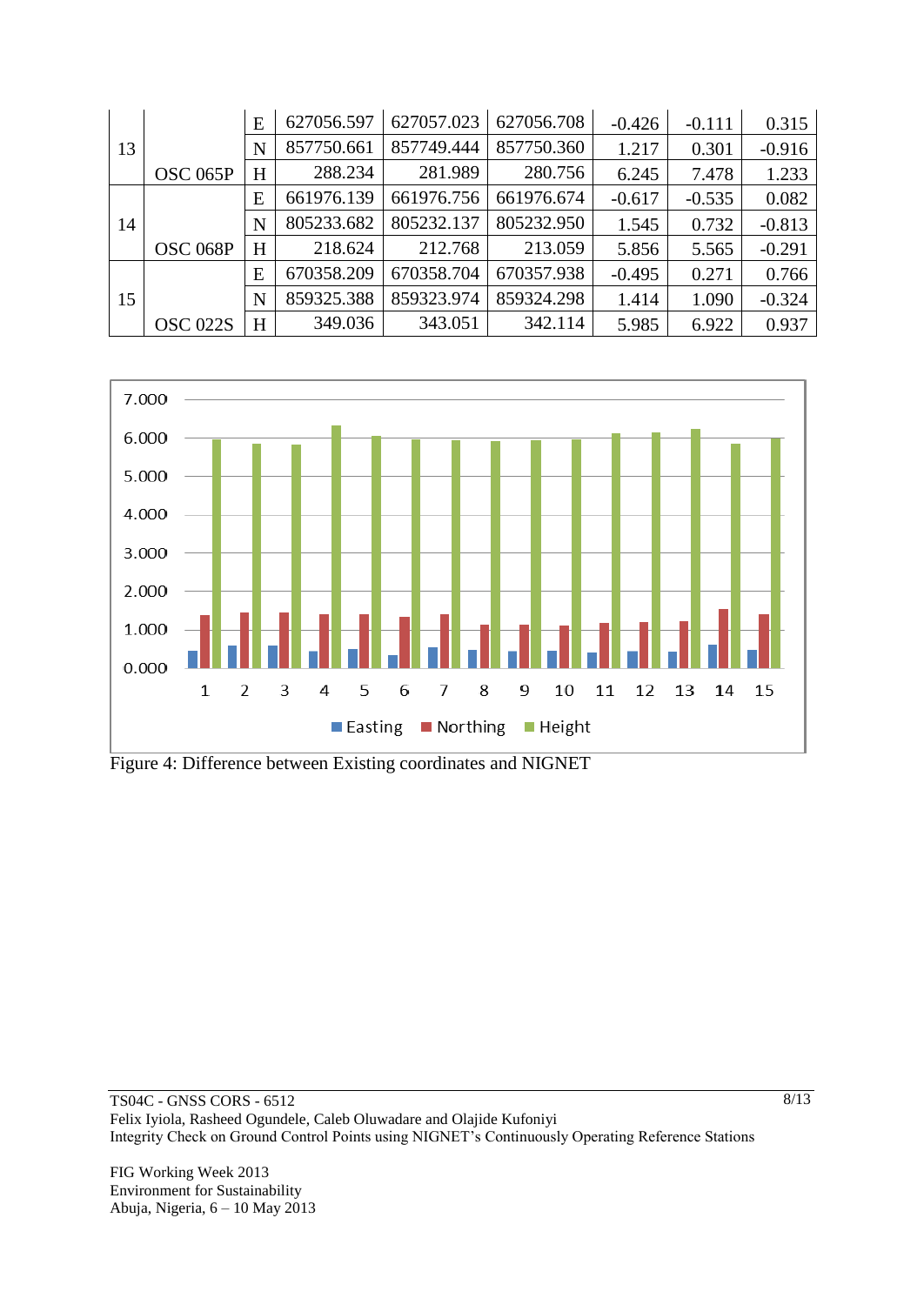| 13 |  | E | 627056.597 | 627057.023 | 627056.708 | -0.426 | -0.111 | 0.315 |
|---|---|---|---|---|---|---|---|---|
|  |  | N | 857750.661 | 857749.444 | 857750.360 | 1.217 | 0.301 | -0.916 |
|  | OSC 065P | H | 288.234 | 281.989 | 280.756 | 6.245 | 7.478 | 1.233 |
| 14 |  | E | 661976.139 | 661976.756 | 661976.674 | -0.617 | -0.535 | 0.082 |
|  |  | N | 805233.682 | 805232.137 | 805232.950 | 1.545 | 0.732 | -0.813 |
|  | OSC 068P | H | 218.624 | 212.768 | 213.059 | 5.856 | 5.565 | -0.291 |
| 15 |  | E | 670358.209 | 670358.704 | 670357.938 | -0.495 | 0.271 | 0.766 |
|  |  | N | 859325.388 | 859323.974 | 859324.298 | 1.414 | 1.090 | -0.324 |
|  | OSC 022S | H | 349.036 | 343.051 | 342.114 | 5.985 | 6.922 | 0.937 |

Figure 4: Difference between Existing coordinates and NIGNET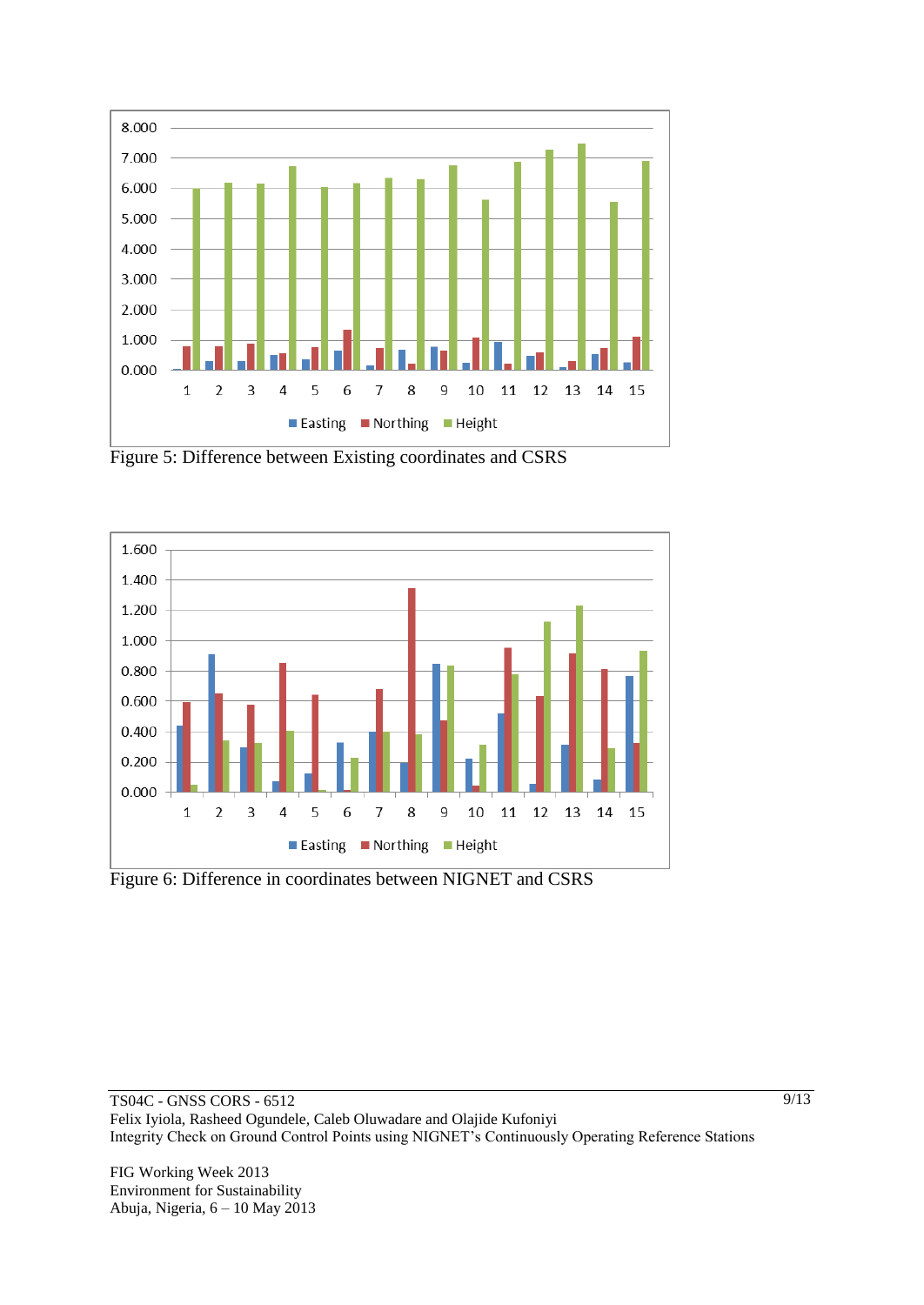Figure 5: Difference between Existing coordinates and CSRS

Figure 6: Difference in coordinates between NIGNET and CSRS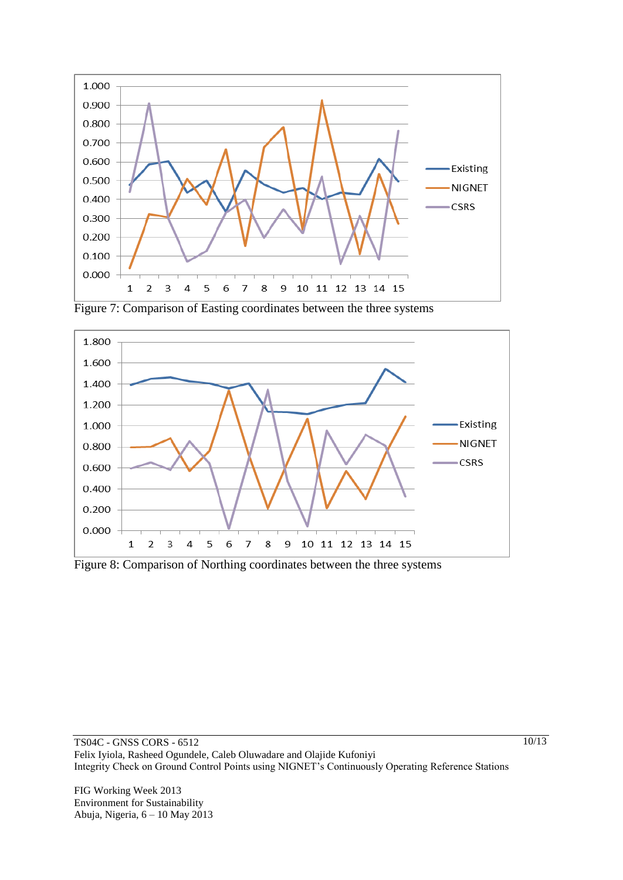Figure 7: Comparison of Easting coordinates between the three systems

Figure 8: Comparison of Northing coordinates between the three systems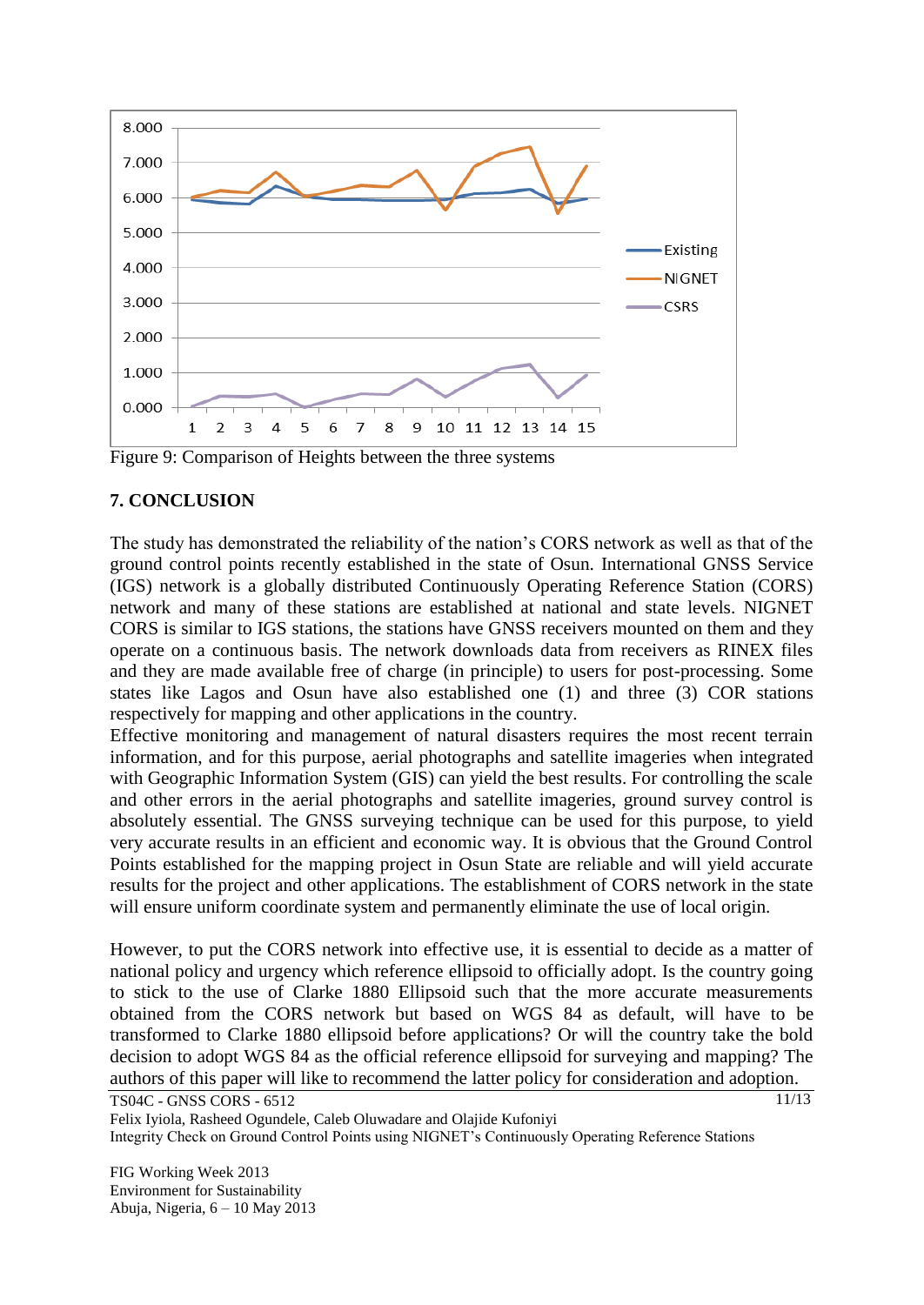Figure 9: Comparison of Heights between the three systems

## 7. CONCLUSION

The study has demonstrated the reliability of the nation's CORS network as well as that of the ground control points recently established in the state of Osun. International GNSS Service (IGS) network is a globally distributed Continuously Operating Reference Station (CORS) network and many of these stations are established at national and state levels. NIGNET CORS is similar to IGS stations, the stations have GNSS receivers mounted on them and they operate on a continuous basis. The network downloads data from receivers as RINEX files and they are made available free of charge (in principle) to users for post-processing. Some states like Lagos and Osun have also established one (1) and three (3) COR stations respectively for mapping and other applications in the country.

Effective monitoring and management of natural disasters requires the most recent terrain information, and for this purpose, aerial photographs and satellite imageries when integrated with Geographic Information System (GIS) can yield the best results. For controlling the scale and other errors in the aerial photographs and satellite imageries, ground survey control is absolutely essential. The GNSS surveying technique can be used for this purpose, to yield very accurate results in an efficient and economic way. It is obvious that the Ground Control Points established for the mapping project in Osun State are reliable and will yield accurate results for the project and other applications. The establishment of CORS network in the state will ensure uniform coordinate system and permanently eliminate the use of local origin.

However, to put the CORS network into effective use, it is essential to decide as a matter of national policy and urgency which reference ellipsoid to officially adopt. Is the country going to stick to the use of Clarke 1880 Ellipsoid such that the more accurate measurements obtained from the CORS network but based on WGS 84 as default, will have to be transformed to Clarke 1880 ellipsoid before applications? Or will the country take the bold decision to adopt WGS 84 as the official reference ellipsoid for surveying and mapping? The authors of this paper will like to recommend the latter policy for consideration and adoption.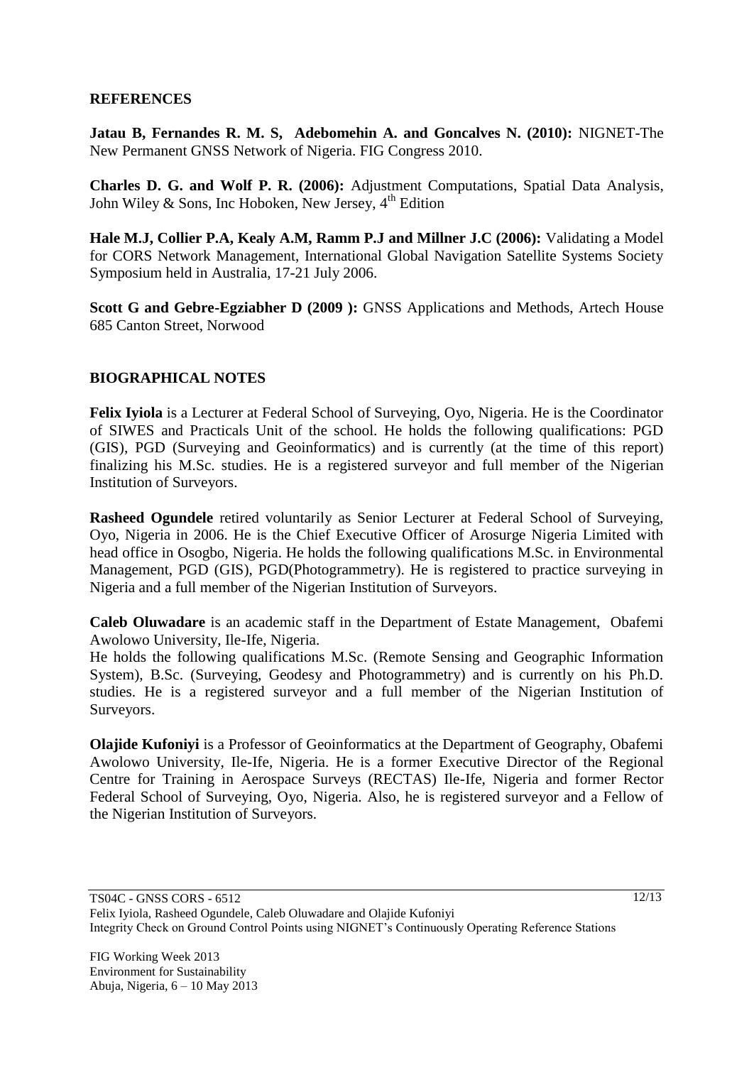## REFERENCES

**Jatau B, Fernandes R. M. S, Adebomehin A. and Goncalves N. (2010):** NIGNET-The New Permanent GNSS Network of Nigeria. FIG Congress 2010.

**Charles D. G. and Wolf P. R. (2006):** Adjustment Computations, Spatial Data Analysis, John Wiley & Sons, Inc Hoboken, New Jersey, 4th Edition

**Hale M.J, Collier P.A, Kealy A.M, Ramm P.J and Millner J.C (2006):** Validating a Model for CORS Network Management, International Global Navigation Satellite Systems Society Symposium held in Australia, 17-21 July 2006.

**Scott G and Gebre-Egziabher D (2009 ):** GNSS Applications and Methods, Artech House 685 Canton Street, Norwood

## BIOGRAPHICAL NOTES

**Felix Iyiola** is a Lecturer at Federal School of Surveying, Oyo, Nigeria. He is the Coordinator of SIWES and Practicals Unit of the school. He holds the following qualifications: PGD (GIS), PGD (Surveying and Geoinformatics) and is currently (at the time of this report) finalizing his M.Sc. studies. He is a registered surveyor and full member of the Nigerian Institution of Surveyors.

**Rasheed Ogundele** retired voluntarily as Senior Lecturer at Federal School of Surveying, Oyo, Nigeria in 2006. He is the Chief Executive Officer of Arosurge Nigeria Limited with head office in Osogbo, Nigeria. He holds the following qualifications M.Sc. in Environmental Management, PGD (GIS), PGD(Photogrammetry). He is registered to practice surveying in Nigeria and a full member of the Nigerian Institution of Surveyors.

**Caleb Oluwadare** is an academic staff in the Department of Estate Management, Obafemi Awolowo University, Ile-Ife, Nigeria.
He holds the following qualifications M.Sc. (Remote Sensing and Geographic Information System), B.Sc. (Surveying, Geodesy and Photogrammetry) and is currently on his Ph.D. studies. He is a registered surveyor and a full member of the Nigerian Institution of Surveyors.

**Olajide Kufoniyi** is a Professor of Geoinformatics at the Department of Geography, Obafemi Awolowo University, Ile-Ife, Nigeria. He is a former Executive Director of the Regional Centre for Training in Aerospace Surveys (RECTAS) Ile-Ife, Nigeria and former Rector Federal School of Surveying, Oyo, Nigeria. Also, he is registered surveyor and a Fellow of the Nigerian Institution of Surveyors.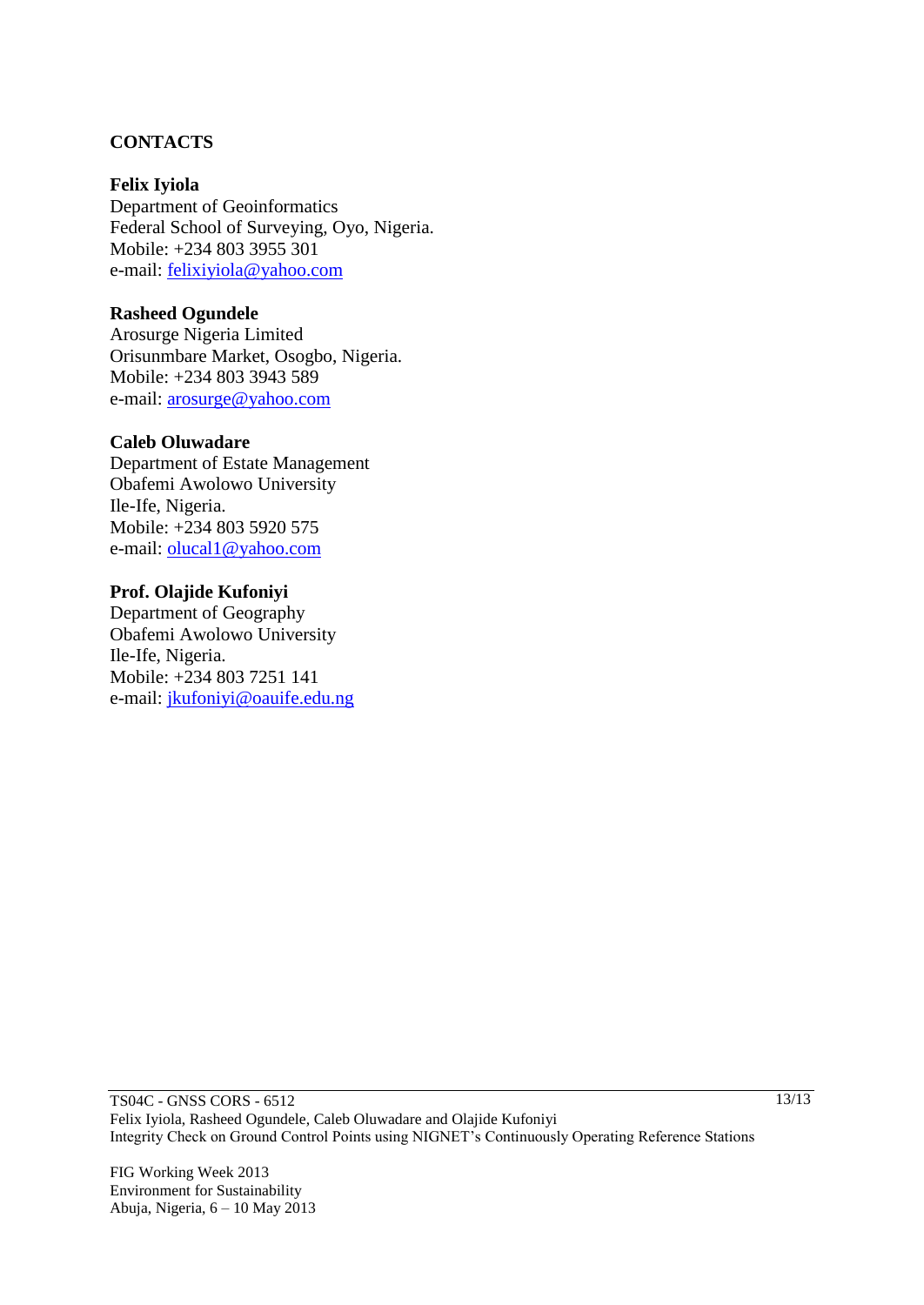## CONTACTS

**Felix Iyiola**
Department of Geoinformatics
Federal School of Surveying, Oyo, Nigeria.
Mobile: +234 803 3955 301
e-mail: felixiyiola@yahoo.com

**Rasheed Ogundele**
Arosurge Nigeria Limited
Orisunmbare Market, Osogbo, Nigeria.
Mobile: +234 803 3943 589
e-mail: arosurge@yahoo.com

**Caleb Oluwadare**
Department of Estate Management
Obafemi Awolowo University
Ile-Ife, Nigeria.
Mobile: +234 803 5920 575
e-mail: olucal1@yahoo.com

**Prof. Olajide Kufoniyi**
Department of Geography
Obafemi Awolowo University
Ile-Ife, Nigeria.
Mobile: +234 803 7251 141
e-mail: jkufoniyi@oauife.edu.ng